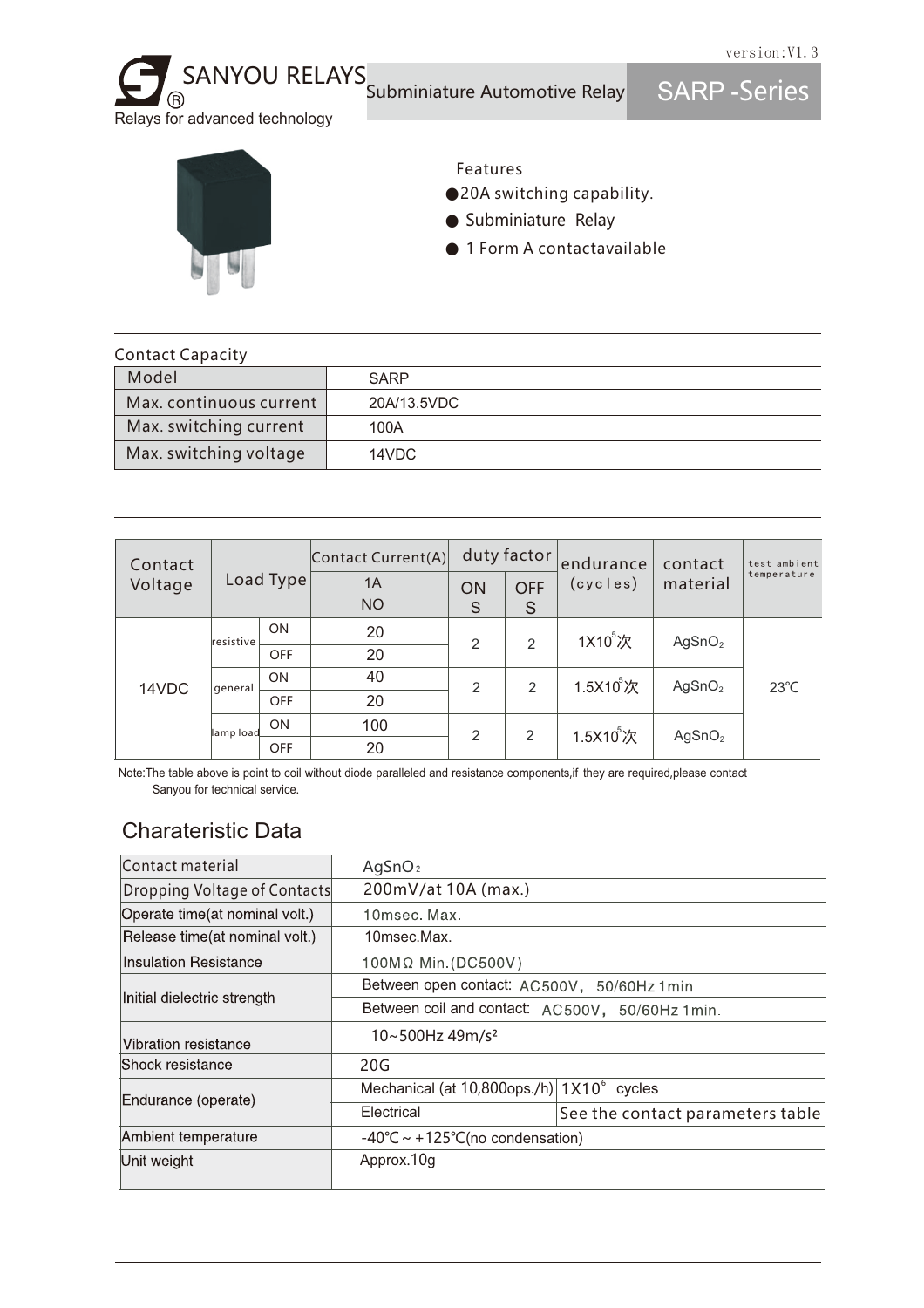version:V1.3

# SANYOU RELAYS

Relays for advanced technology

Subminiature Automotive Relay

SARP -Series

Features

- 20A switching capability.
- Subminiature Relay
- 1 Form A contactavailable

Contact Capacity

| Model | SARP |
|---|---|
| Max. continuous current | 20A/13.5VDC |
| Max. switching current | 100A |
| Max. switching voltage | 14VDC |

| Contact Voltage | Load Type | | Contact Current(A) | duty factor | | endurance (cycles) | contact material | test ambient temperature |
|---|---|---|---|---|---|---|---|---|
| | | | 1A | ON S | OFF S | | | |
| | | | NO | | | | | |
| 14VDC | resistive | ON | 20 | 2 | 2 | $1X10^5$次 | $AgSnO_2$ | 23℃ |
| | | OFF | 20 | | | | | |
| | general | ON | 40 | 2 | 2 | $1.5X10^5$次 | $AgSnO_2$ | |
| | | OFF | 20 | | | | | |
| | lamp load | ON | 100 | 2 | 2 | $1.5X10^5$次 | $AgSnO_2$ | |
| | | OFF | 20 | | | | | |

Note:The table above is point to coil without diode paralleled and resistance components,if they are required,please contact Sanyou for technical service.

## Charateristic Data

| Contact material | $AgSnO_2$ | |
|---|---|---|
| Dropping Voltage of Contacts | 200mV/at 10A (max.) | |
| Operate time(at nominal volt.) | 10msec. Max. | |
| Release time(at nominal volt.) | 10msec.Max. | |
| Insulation Resistance | 100MΩ Min.(DC500V) | |
| Initial dielectric strength | Between open contact: AC500V, 50/60Hz 1min. | |
| | Between coil and contact: AC500V, 50/60Hz 1min. | |
| Vibration resistance | 10~500Hz 49m/s² | |
| Shock resistance | 20G | |
| Endurance (operate) | Mechanical (at 10,800ops./h) | $1X10^6$ cycles |
| | Electrical | See the contact parameters table |
| Ambient temperature | -40℃ ~ +125℃(no condensation) | |
| Unit weight | Approx.10g | |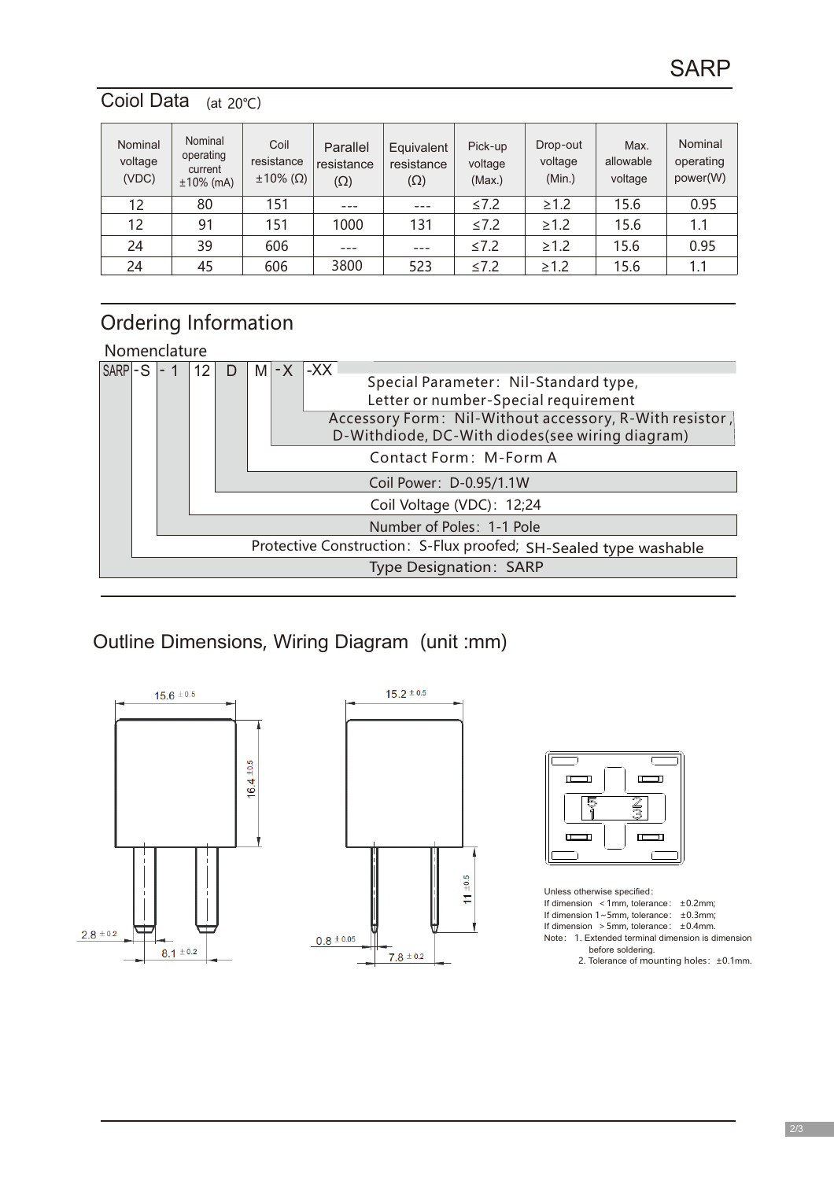## Coiol Data (at 20℃)

| Nominal voltage (VDC) | Nominal operating current ±10% (mA) | Coil resistance ±10% (Ω) | Parallel resistance (Ω) | Equivalent resistance (Ω) | Pick-up voltage (Max.) | Drop-out voltage (Min.) | Max. allowable voltage | Nominal operating power(W) |
|---|---|---|---|---|---|---|---|---|
| 12 | 80 | 151 | --- | --- | ≤7.2 | ≥1.2 | 15.6 | 0.95 |
| 12 | 91 | 151 | 1000 | 131 | ≤7.2 | ≥1.2 | 15.6 | 1.1 |
| 24 | 39 | 606 | --- | --- | ≤7.2 | ≥1.2 | 15.6 | 0.95 |
| 24 | 45 | 606 | 3800 | 523 | ≤7.2 | ≥1.2 | 15.6 | 1.1 |

## Ordering Information

Nomenclature

SARP -S -1 12 D M -X -XX

- -XX: Special Parameter: Nil-Standard type, Letter or number-Special requirement
- -X: Accessory Form: Nil-Without accessory, R-With resistor, D-Withdiode, DC-With diodes(see wiring diagram)
- M: Contact Form: M-Form A
- D: Coil Power: D-0.95/1.1W
- 12: Coil Voltage (VDC): 12;24
- 1: Number of Poles: 1-1 Pole
- -S: Protective Construction: S-Flux proofed; SH-Sealed type washable
- SARP: Type Designation: SARP

## Outline Dimensions, Wiring Diagram (unit :mm)

15.6 ±0.5
16.4 ±0.5
2.8 ±0.2
8.1 ±0.2
15.2 ±0.5
11 ±0.5
0.8 ±0.05
7.8 ±0.2

Unless otherwise specified:
If dimension < 1mm, tolerance: ±0.2mm;
If dimension 1~5mm, tolerance: ±0.3mm;
If dimension > 5mm, tolerance: ±0.4mm.
Note: 1. Extended terminal dimension is dimension before soldering.
2. Tolerance of mounting holes: ±0.1mm.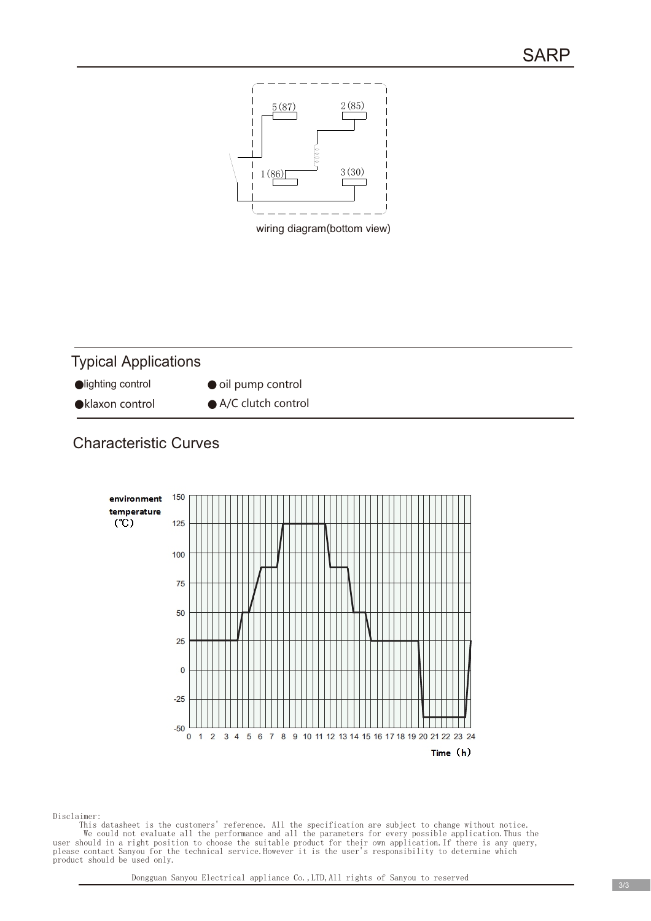5(87)

2(85)

1(86)

3(30)

wiring diagram(bottom view)

## Typical Applications

- lighting control
- oil pump control
- klaxon control
- A/C clutch control

## Characteristic Curves

environment temperature (℃)

150

125

100

75

50

25

0

-25

-50

0 1 2 3 4 5 6 7 8 9 10 11 12 13 14 15 16 17 18 19 20 21 22 23 24

Time (h)

Disclaimer:
This datasheet is the customers' reference. All the specification are subject to change without notice.
We could not evaluate all the performance and all the parameters for every possible application.Thus the user should in a right position to choose the suitable product for their own application.If there is any query, please contact Sanyou for the technical service.However it is the user's responsibility to determine which product should be used only.

Dongguan Sanyou Electrical appliance Co.,LTD,All rights of Sanyou to reserved